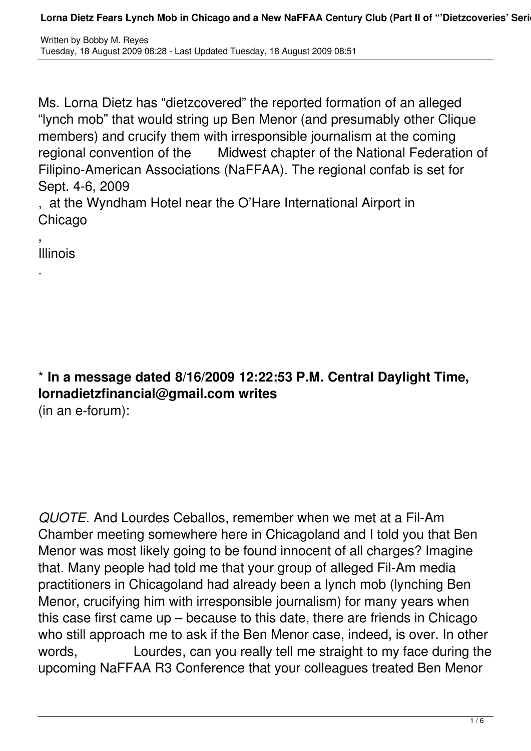Ms. Lorna Dietz has “dietzcovered” the reported formation of an alleged “lynch mob” that would string up Ben Menor (and presumably other Clique members) and crucify them with irresponsible journalism at the coming regional convention of the Midwest chapter of the National Federation of Filipino-American Associations (NaFFAA). The regional confab is set for Sept. 4-6, 2009, at the Wyndham Hotel near the O’Hare International Airport in Chicago, Illinois.

**\* In a message dated 8/16/2009 12:22:53 P.M. Central Daylight Time, lornadietzfinancial@gmail.com writes** (in an e-forum):

*QUOTE.* And Lourdes Ceballos, remember when we met at a Fil-Am Chamber meeting somewhere here in Chicagoland and I told you that Ben Menor was most likely going to be found innocent of all charges? Imagine that. Many people had told me that your group of alleged Fil-Am media practitioners in Chicagoland had already been a lynch mob (lynching Ben Menor, crucifying him with irresponsible journalism) for many years when this case first came up – because to this date, there are friends in Chicago who still approach me to ask if the Ben Menor case, indeed, is over. In other words, Lourdes, can you really tell me straight to my face during the upcoming NaFFAA R3 Conference that your colleagues treated Ben Menor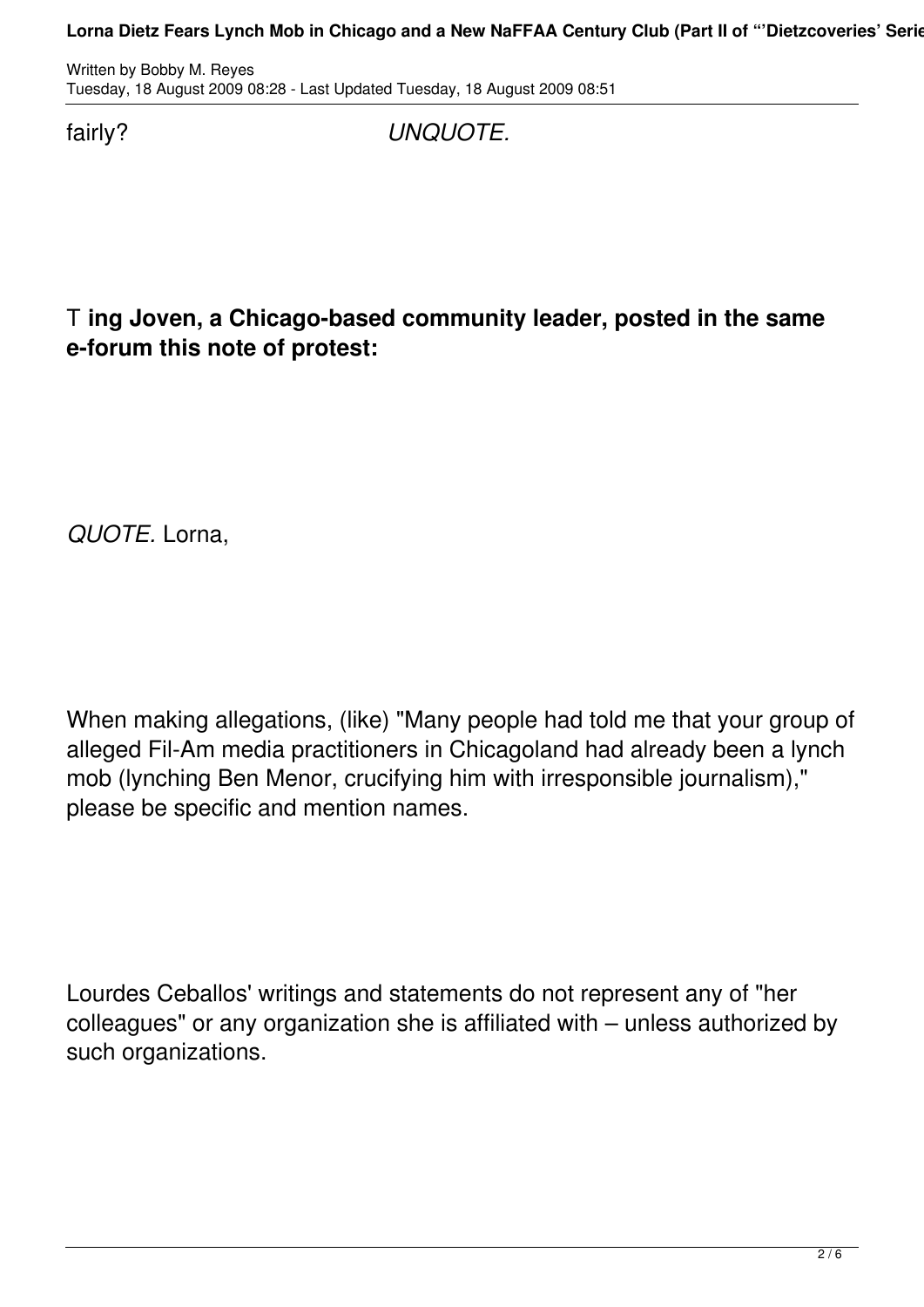fairly? *UNQUOTE.*

T **ing Joven, a Chicago-based community leader, posted in the same e-forum this note of protest:**

*QUOTE.* Lorna,

When making allegations, (like) "Many people had told me that your group of alleged Fil-Am media practitioners in Chicagoland had already been a lynch mob (lynching Ben Menor, crucifying him with irresponsible journalism)," please be specific and mention names.

Lourdes Ceballos' writings and statements do not represent any of "her colleagues" or any organization she is affiliated with – unless authorized by such organizations.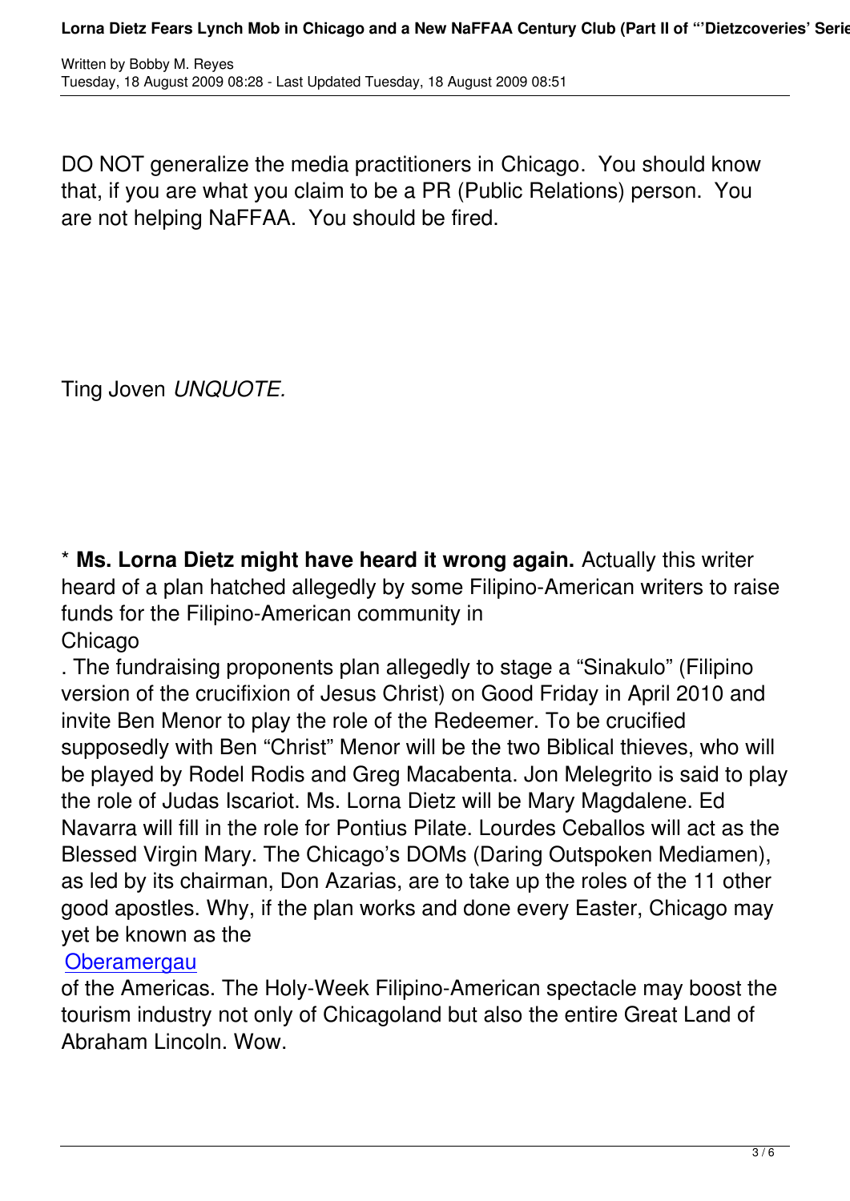DO NOT generalize the media practitioners in Chicago. You should know that, if you are what you claim to be a PR (Public Relations) person. You are not helping NaFFAA. You should be fired.

Ting Joven *UNQUOTE.*

* **Ms. Lorna Dietz might have heard it wrong again.** Actually this writer heard of a plan hatched allegedly by some Filipino-American writers to raise funds for the Filipino-American community in Chicago. The fundraising proponents plan allegedly to stage a "Sinakulo" (Filipino version of the crucifixion of Jesus Christ) on Good Friday in April 2010 and invite Ben Menor to play the role of the Redeemer. To be crucified supposedly with Ben "Christ" Menor will be the two Biblical thieves, who will be played by Rodel Rodis and Greg Macabenta. Jon Melegrito is said to play the role of Judas Iscariot. Ms. Lorna Dietz will be Mary Magdalene. Ed Navarra will fill in the role for Pontius Pilate. Lourdes Ceballos will act as the Blessed Virgin Mary. The Chicago's DOMs (Daring Outspoken Mediamen), as led by its chairman, Don Azarias, are to take up the roles of the 11 other good apostles. Why, if the plan works and done every Easter, Chicago may yet be known as the Oberamergau of the Americas. The Holy-Week Filipino-American spectacle may boost the tourism industry not only of Chicagoland but also the entire Great Land of Abraham Lincoln. Wow.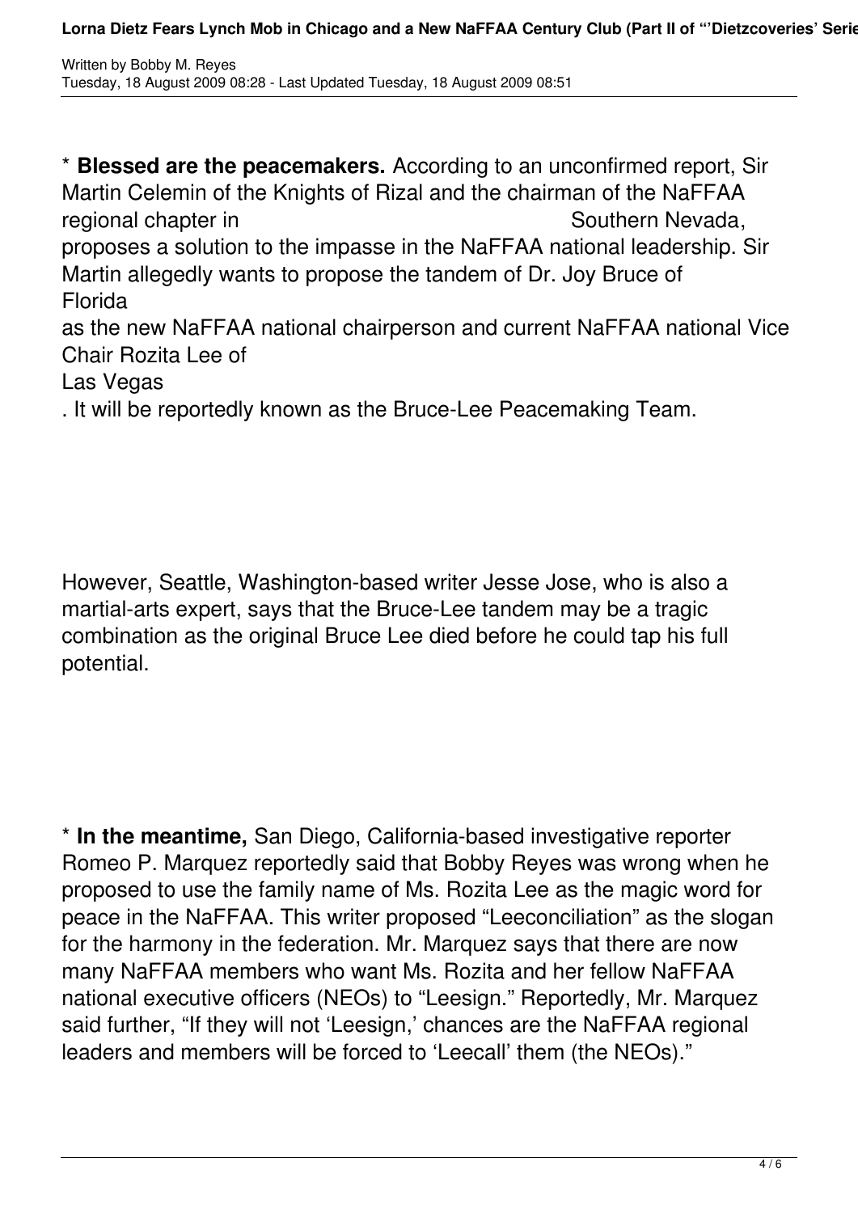* **Blessed are the peacemakers.** According to an unconfirmed report, Sir Martin Celemin of the Knights of Rizal and the chairman of the NaFFAA regional chapter in Southern Nevada, proposes a solution to the impasse in the NaFFAA national leadership. Sir Martin allegedly wants to propose the tandem of Dr. Joy Bruce of Florida as the new NaFFAA national chairperson and current NaFFAA national Vice Chair Rozita Lee of Las Vegas. It will be reportedly known as the Bruce-Lee Peacemaking Team.

However, Seattle, Washington-based writer Jesse Jose, who is also a martial-arts expert, says that the Bruce-Lee tandem may be a tragic combination as the original Bruce Lee died before he could tap his full potential.

* **In the meantime,** San Diego, California-based investigative reporter Romeo P. Marquez reportedly said that Bobby Reyes was wrong when he proposed to use the family name of Ms. Rozita Lee as the magic word for peace in the NaFFAA. This writer proposed "Leeconciliation" as the slogan for the harmony in the federation. Mr. Marquez says that there are now many NaFFAA members who want Ms. Rozita and her fellow NaFFAA national executive officers (NEOs) to "Leesign." Reportedly, Mr. Marquez said further, "If they will not 'Leesign,' chances are the NaFFAA regional leaders and members will be forced to 'Leecall' them (the NEOs)."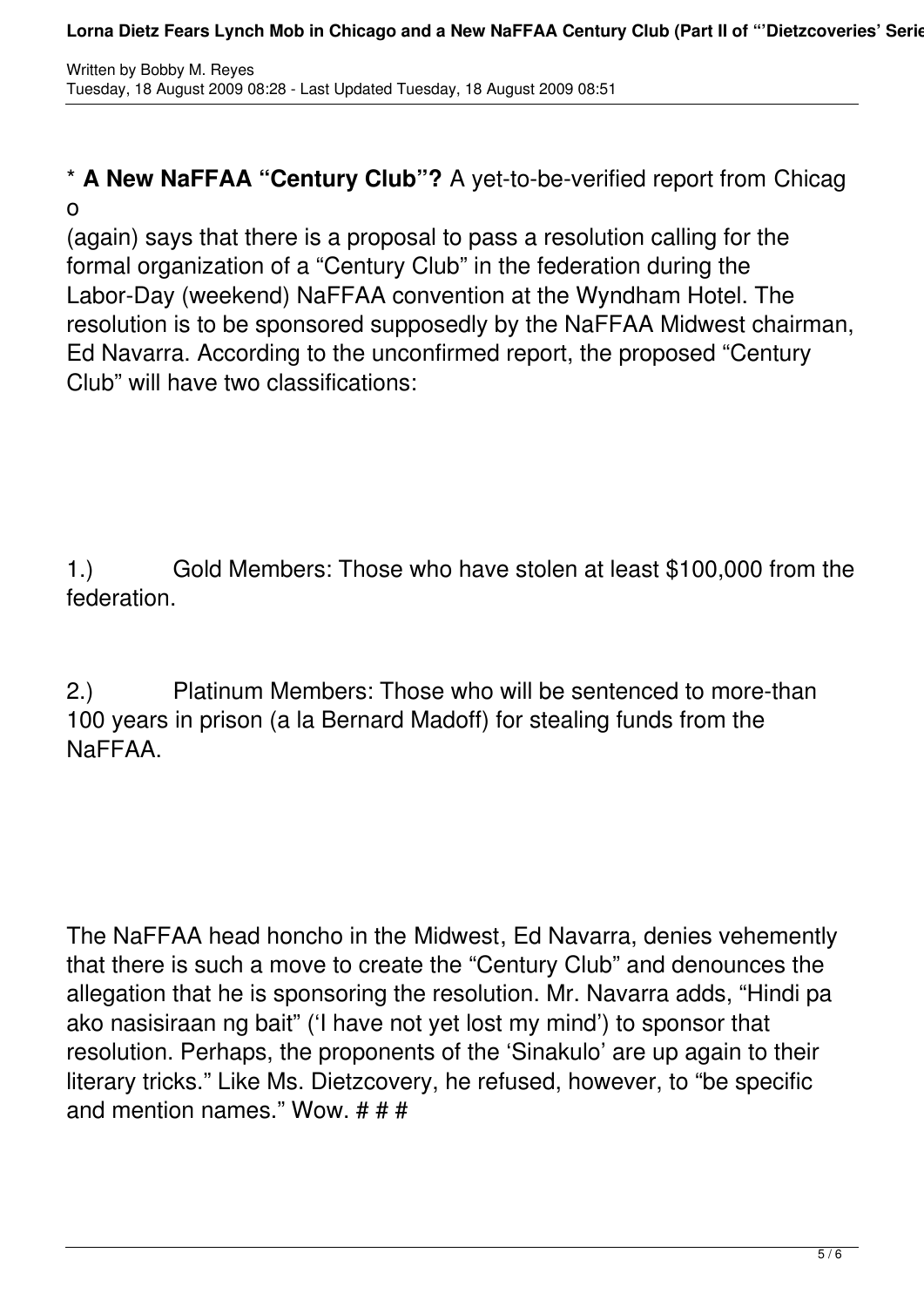* **A New NaFFAA "Century Club"?** A yet-to-be-verified report from Chicago (again) says that there is a proposal to pass a resolution calling for the formal organization of a "Century Club" in the federation during the Labor-Day (weekend) NaFFAA convention at the Wyndham Hotel. The resolution is to be sponsored supposedly by the NaFFAA Midwest chairman, Ed Navarra. According to the unconfirmed report, the proposed "Century Club" will have two classifications:

1.) Gold Members: Those who have stolen at least $100,000 from the federation.

2.) Platinum Members: Those who will be sentenced to more-than 100 years in prison (a la Bernard Madoff) for stealing funds from the NaFFAA.

The NaFFAA head honcho in the Midwest, Ed Navarra, denies vehemently that there is such a move to create the "Century Club" and denounces the allegation that he is sponsoring the resolution. Mr. Navarra adds, "Hindi pa ako nasisiraan ng bait" ('I have not yet lost my mind') to sponsor that resolution. Perhaps, the proponents of the 'Sinakulo' are up again to their literary tricks." Like Ms. Dietzcovery, he refused, however, to "be specific and mention names." Wow. # # #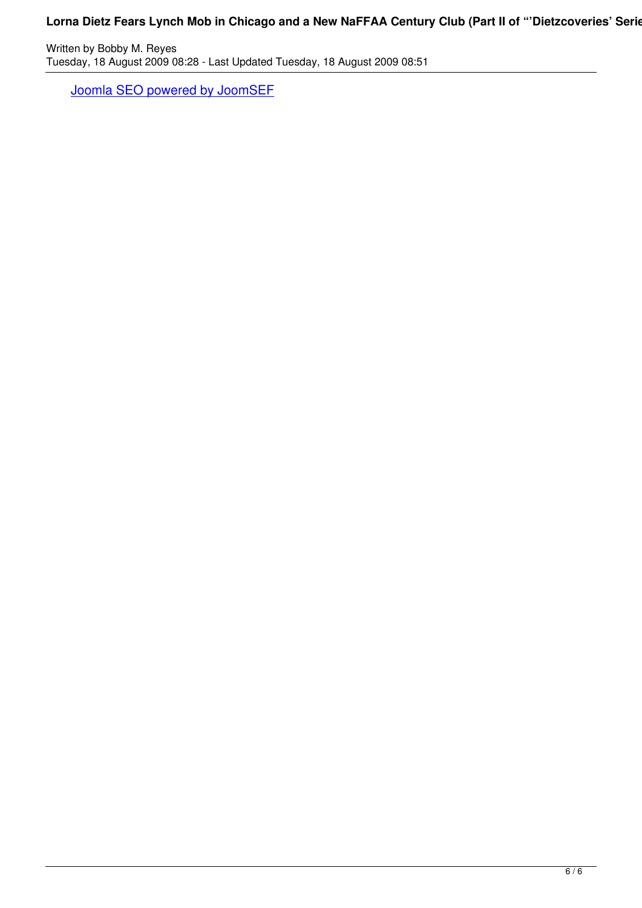Joomla SEO powered by JoomSEF